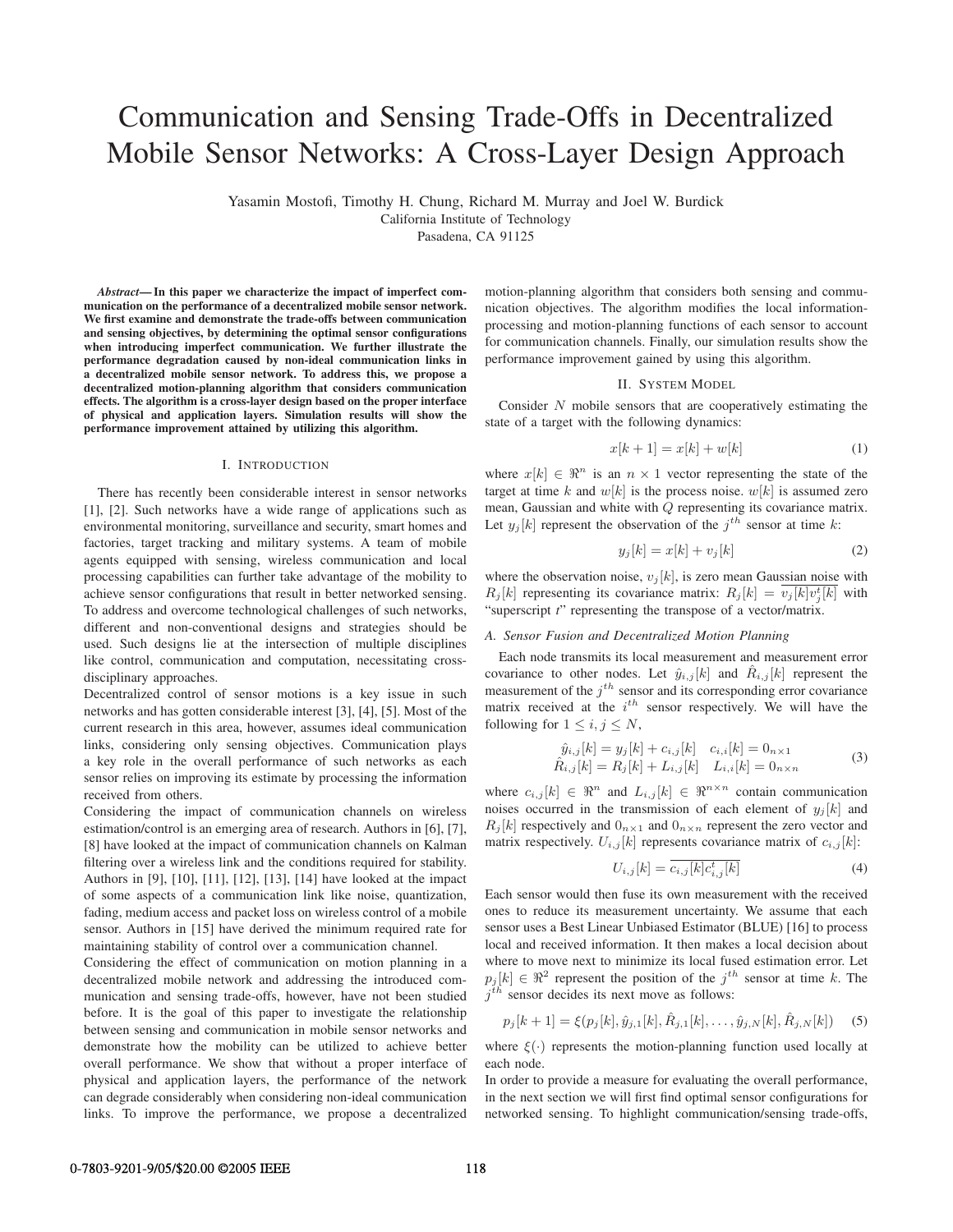# Communication and Sensing Trade-Offs in Decentralized Mobile Sensor Networks: A Cross-Layer Design Approach

Yasamin Mostofi, Timothy H. Chung, Richard M. Murray and Joel W. Burdick
California Institute of Technology
Pasadena, CA 91125

***Abstract*— In this paper we characterize the impact of imperfect communication on the performance of a decentralized mobile sensor network. We first examine and demonstrate the trade-offs between communication and sensing objectives, by determining the optimal sensor configurations when introducing imperfect communication. We further illustrate the performance degradation caused by non-ideal communication links in a decentralized mobile sensor network. To address this, we propose a decentralized motion-planning algorithm that considers communication effects. The algorithm is a cross-layer design based on the proper interface of physical and application layers. Simulation results will show the performance improvement attained by utilizing this algorithm.**

## I. Introduction

There has recently been considerable interest in sensor networks [1], [2]. Such networks have a wide range of applications such as environmental monitoring, surveillance and security, smart homes and factories, target tracking and military systems. A team of mobile agents equipped with sensing, wireless communication and local processing capabilities can further take advantage of the mobility to achieve sensor configurations that result in better networked sensing. To address and overcome technological challenges of such networks, different and non-conventional designs and strategies should be used. Such designs lie at the intersection of multiple disciplines like control, communication and computation, necessitating cross-disciplinary approaches.

Decentralized control of sensor motions is a key issue in such networks and has gotten considerable interest [3], [4], [5]. Most of the current research in this area, however, assumes ideal communication links, considering only sensing objectives. Communication plays a key role in the overall performance of such networks as each sensor relies on improving its estimate by processing the information received from others.

Considering the impact of communication channels on wireless estimation/control is an emerging area of research. Authors in [6], [7], [8] have looked at the impact of communication channels on Kalman filtering over a wireless link and the conditions required for stability. Authors in [9], [10], [11], [12], [13], [14] have looked at the impact of some aspects of a communication link like noise, quantization, fading, medium access and packet loss on wireless control of a mobile sensor. Authors in [15] have derived the minimum required rate for maintaining stability of control over a communication channel.

Considering the effect of communication on motion planning in a decentralized mobile network and addressing the introduced communication and sensing trade-offs, however, have not been studied before. It is the goal of this paper to investigate the relationship between sensing and communication in mobile sensor networks and demonstrate how the mobility can be utilized to achieve better overall performance. We show that without a proper interface of physical and application layers, the performance of the network can degrade considerably when considering non-ideal communication links. To improve the performance, we propose a decentralized motion-planning algorithm that considers both sensing and communication objectives. The algorithm modifies the local information-processing and motion-planning functions of each sensor to account for communication channels. Finally, our simulation results show the performance improvement gained by using this algorithm.

## II. System Model

Consider $N$ mobile sensors that are cooperatively estimating the state of a target with the following dynamics:

$$x[k+1] = x[k] + w[k] \tag{1}$$

where $x[k] \in \Re^n$ is an $n \times 1$ vector representing the state of the target at time $k$ and $w[k]$ is the process noise. $w[k]$ is assumed zero mean, Gaussian and white with $Q$ representing its covariance matrix. Let $y_j[k]$ represent the observation of the $j^{th}$ sensor at time $k$:

$$y_j[k] = x[k] + v_j[k] \tag{2}$$

where the observation noise, $v_j[k]$, is zero mean Gaussian noise with $R_j[k]$ representing its covariance matrix: $R_j[k] = \overline{v_j[k]v_j^t[k]}$ with "superscript $t$" representing the transpose of a vector/matrix.

### A. Sensor Fusion and Decentralized Motion Planning

Each node transmits its local measurement and measurement error covariance to other nodes. Let $\hat{y}_{i,j}[k]$ and $\hat{R}_{i,j}[k]$ represent the measurement of the $j^{th}$ sensor and its corresponding error covariance matrix received at the $i^{th}$ sensor respectively. We will have the following for $1 \leq i, j \leq N$,

$$\begin{array}{ll} \hat{y}_{i,j}[k] = y_j[k] + c_{i,j}[k] & c_{i,i}[k] = 0_{n\times 1} \\ \hat{R}_{i,j}[k] = R_j[k] + L_{i,j}[k] & L_{i,i}[k] = 0_{n\times n} \end{array} \tag{3}$$

where $c_{i,j}[k] \in \Re^n$ and $L_{i,j}[k] \in \Re^{n\times n}$ contain communication noises occurred in the transmission of each element of $y_j[k]$ and $R_j[k]$ respectively and $0_{n\times 1}$ and $0_{n\times n}$ represent the zero vector and matrix respectively. $U_{i,j}[k]$ represents covariance matrix of $c_{i,j}[k]$:

$$U_{i,j}[k] = \overline{c_{i,j}[k]c_{i,j}^t[k]} \tag{4}$$

Each sensor would then fuse its own measurement with the received ones to reduce its measurement uncertainty. We assume that each sensor uses a Best Linear Unbiased Estimator (BLUE) [16] to process local and received information. It then makes a local decision about where to move next to minimize its local fused estimation error. Let $p_j[k] \in \Re^2$ represent the position of the $j^{th}$ sensor at time $k$. The $j^{th}$ sensor decides its next move as follows:

$$p_j[k+1] = \xi(p_j[k], \hat{y}_{j,1}[k], \hat{R}_{j,1}[k], \ldots, \hat{y}_{j,N}[k], \hat{R}_{j,N}[k]) \tag{5}$$

where $\xi(\cdot)$ represents the motion-planning function used locally at each node.

In order to provide a measure for evaluating the overall performance, in the next section we will first find optimal sensor configurations for networked sensing. To highlight communication/sensing trade-offs,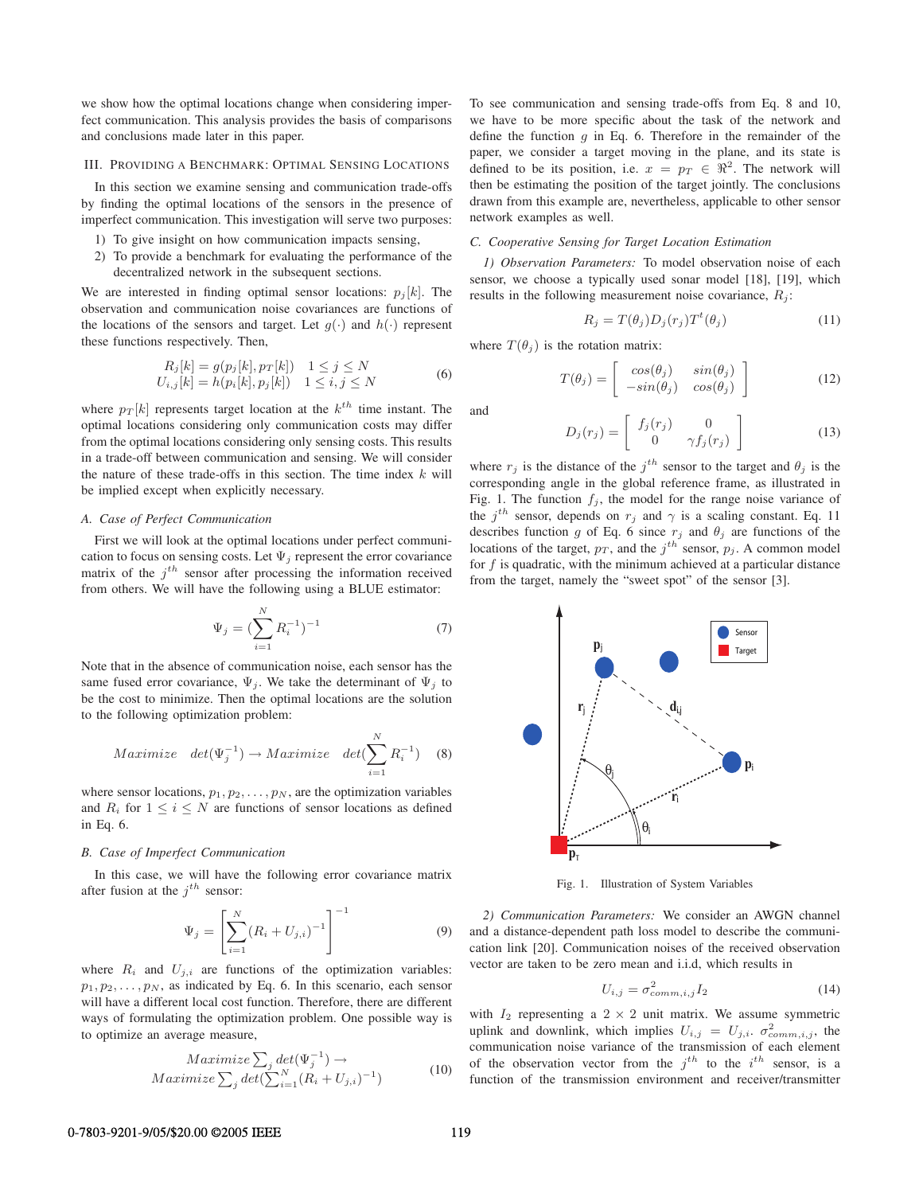we show how the optimal locations change when considering imperfect communication. This analysis provides the basis of comparisons and conclusions made later in this paper.

## III. Providing a Benchmark: Optimal Sensing Locations

In this section we examine sensing and communication trade-offs by finding the optimal locations of the sensors in the presence of imperfect communication. This investigation will serve two purposes:

1) To give insight on how communication impacts sensing,
2) To provide a benchmark for evaluating the performance of the decentralized network in the subsequent sections.

We are interested in finding optimal sensor locations: $p_j[k]$. The observation and communication noise covariances are functions of the locations of the sensors and target. Let $g(\cdot)$ and $h(\cdot)$ represent these functions respectively. Then,

$$\begin{array}{ll} R_j[k] = g(p_j[k], p_T[k]) & 1 \leq j \leq N \\ U_{i,j}[k] = h(p_i[k], p_j[k]) & 1 \leq i, j \leq N \end{array} \tag{6}$$

where $p_T[k]$ represents target location at the $k^{th}$ time instant. The optimal locations considering only communication costs may differ from the optimal locations considering only sensing costs. This results in a trade-off between communication and sensing. We will consider the nature of these trade-offs in this section. The time index $k$ will be implied except when explicitly necessary.

### A. Case of Perfect Communication

First we will look at the optimal locations under perfect communication to focus on sensing costs. Let $\Psi_j$ represent the error covariance matrix of the $j^{th}$ sensor after processing the information received from others. We will have the following using a BLUE estimator:

$$\Psi_j = (\sum_{i=1}^{N} R_i^{-1})^{-1} \tag{7}$$

Note that in the absence of communication noise, each sensor has the same fused error covariance, $\Psi_j$. We take the determinant of $\Psi_j$ to be the cost to minimize. Then the optimal locations are the solution to the following optimization problem:

$$Maximize \quad det(\Psi_j^{-1}) \rightarrow Maximize \quad det(\sum_{i=1}^{N} R_i^{-1}) \tag{8}$$

where sensor locations, $p_1, p_2, \ldots, p_N$, are the optimization variables and $R_i$ for $1 \leq i \leq N$ are functions of sensor locations as defined in Eq. 6.

### B. Case of Imperfect Communication

In this case, we will have the following error covariance matrix after fusion at the $j^{th}$ sensor:

$$\Psi_j = \left[ \sum_{i=1}^{N} (R_i + U_{j,i})^{-1} \right]^{-1} \tag{9}$$

where $R_i$ and $U_{j,i}$ are functions of the optimization variables: $p_1, p_2, \ldots, p_N$, as indicated by Eq. 6. In this scenario, each sensor will have a different local cost function. Therefore, there are different ways of formulating the optimization problem. One possible way is to optimize an average measure,

$$\begin{array}{c} Maximize \sum_j det(\Psi_j^{-1}) \rightarrow \\ Maximize \sum_j det(\sum_{i=1}^{N} (R_i + U_{j,i})^{-1}) \end{array} \tag{10}$$

To see communication and sensing trade-offs from Eq. 8 and 10, we have to be more specific about the task of the network and define the function $g$ in Eq. 6. Therefore in the remainder of the paper, we consider a target moving in the plane, and its state is defined to be its position, i.e. $x = p_T \in \Re^2$. The network will then be estimating the position of the target jointly. The conclusions drawn from this example are, nevertheless, applicable to other sensor network examples as well.

### C. Cooperative Sensing for Target Location Estimation

*1) Observation Parameters:* To model observation noise of each sensor, we choose a typically used sonar model [18], [19], which results in the following measurement noise covariance, $R_j$:

$$R_j = T(\theta_j) D_j(r_j) T^t(\theta_j) \tag{11}$$

where $T(\theta_j)$ is the rotation matrix:

$$T(\theta_j) = \begin{bmatrix} cos(\theta_j) & sin(\theta_j) \\ -sin(\theta_j) & cos(\theta_j) \end{bmatrix} \tag{12}$$

and

$$D_j(r_j) = \begin{bmatrix} f_j(r_j) & 0 \\ 0 & \gamma f_j(r_j) \end{bmatrix} \tag{13}$$

where $r_j$ is the distance of the $j^{th}$ sensor to the target and $\theta_j$ is the corresponding angle in the global reference frame, as illustrated in Fig. 1. The function $f_j$, the model for the range noise variance of the $j^{th}$ sensor, depends on $r_j$ and $\gamma$ is a scaling constant. Eq. 11 describes function $g$ of Eq. 6 since $r_j$ and $\theta_j$ are functions of the locations of the target, $p_T$, and the $j^{th}$ sensor, $p_j$. A common model for $f$ is quadratic, with the minimum achieved at a particular distance from the target, namely the "sweet spot" of the sensor [3].

Fig. 1. Illustration of System Variables

*2) Communication Parameters:* We consider an AWGN channel and a distance-dependent path loss model to describe the communication link [20]. Communication noises of the received observation vector are taken to be zero mean and i.i.d, which results in

$$U_{i,j} = \sigma^2_{comm,i,j} I_2 \tag{14}$$

with $I_2$ representing a $2 \times 2$ unit matrix. We assume symmetric uplink and downlink, which implies $U_{i,j} = U_{j,i}$. $\sigma^2_{comm,i,j}$, the communication noise variance of the transmission of each element of the observation vector from the $j^{th}$ to the $i^{th}$ sensor, is a function of the transmission environment and receiver/transmitter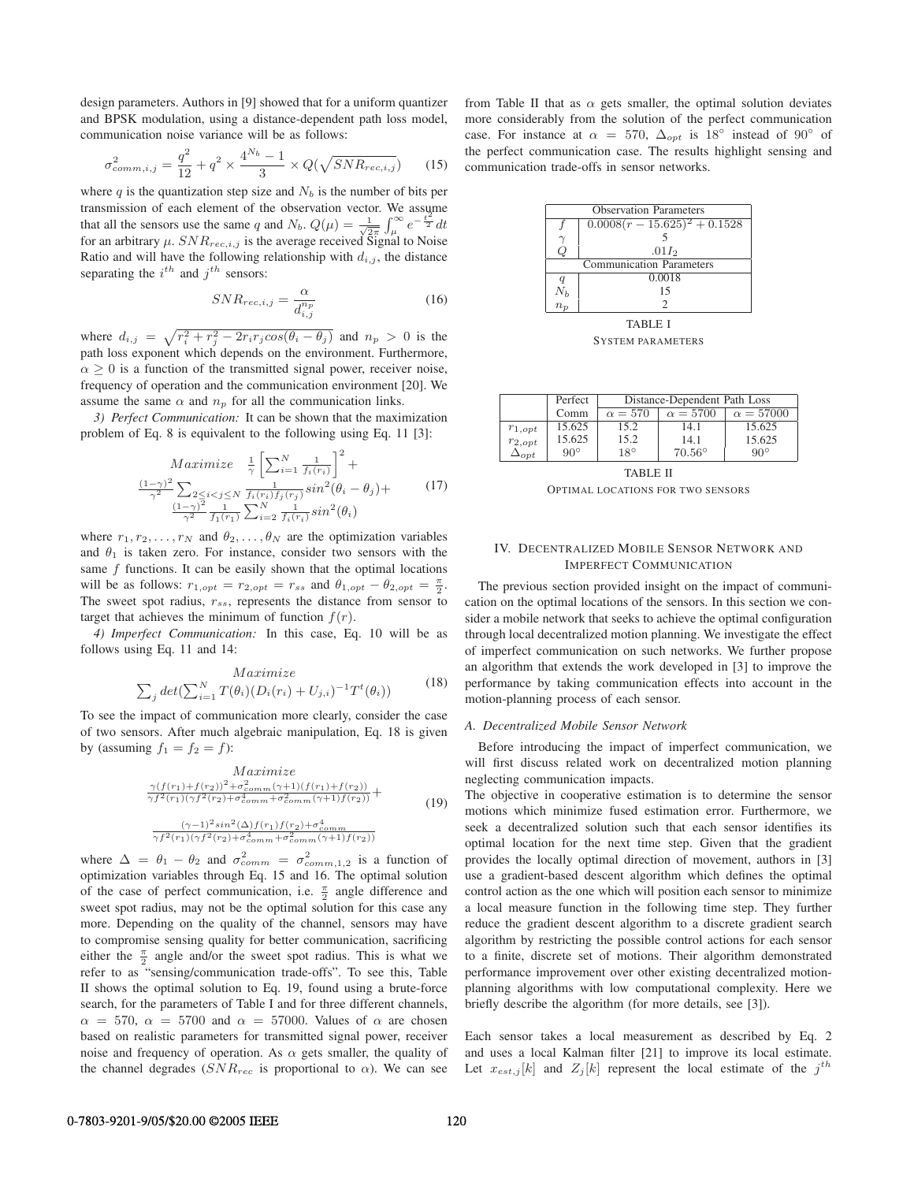design parameters. Authors in [9] showed that for a uniform quantizer and BPSK modulation, using a distance-dependent path loss model, communication noise variance will be as follows:

$$\sigma^2_{comm,i,j} = \frac{q^2}{12} + q^2 \times \frac{4^{N_b}-1}{3} \times Q(\sqrt{SNR_{rec,i,j}}) \qquad (15)$$

where $q$ is the quantization step size and $N_b$ is the number of bits per transmission of each element of the observation vector. We assume that all the sensors use the same $q$ and $N_b$. $Q(\mu) = \frac{1}{\sqrt{2\pi}}\int_\mu^\infty e^{-\frac{t^2}{2}}dt$ for an arbitrary $\mu$. $SNR_{rec,i,j}$ is the average received Signal to Noise Ratio and will have the following relationship with $d_{i,j}$, the distance separating the $i^{th}$ and $j^{th}$ sensors:

$$SNR_{rec,i,j} = \frac{\alpha}{d_{i,j}^{n_p}} \qquad (16)$$

where $d_{i,j} = \sqrt{r_i^2 + r_j^2 - 2r_ir_j cos(\theta_i - \theta_j)}$ and $n_p > 0$ is the path loss exponent which depends on the environment. Furthermore, $\alpha \geq 0$ is a function of the transmitted signal power, receiver noise, frequency of operation and the communication environment [20]. We assume the same $\alpha$ and $n_p$ for all the communication links.

*3) Perfect Communication:* It can be shown that the maximization problem of Eq. 8 is equivalent to the following using Eq. 11 [3]:

$$\begin{gathered} Maximize \quad \frac{1}{\gamma}\left[\sum_{i=1}^{N}\frac{1}{f_i(r_i)}\right]^2 + \\ \frac{(1-\gamma)^2}{\gamma^2}\sum_{2\leq i<j\leq N}\frac{1}{f_i(r_i)f_j(r_j)}sin^2(\theta_i-\theta_j) + \\ \frac{(1-\gamma)^2}{\gamma^2}\frac{1}{f_1(r_1)}\sum_{i=2}^{N}\frac{1}{f_i(r_i)}sin^2(\theta_i) \end{gathered} \qquad (17)$$

where $r_1, r_2, \ldots, r_N$ and $\theta_2, \ldots, \theta_N$ are the optimization variables and $\theta_1$ is taken zero. For instance, consider two sensors with the same $f$ functions. It can be easily shown that the optimal locations will be as follows: $r_{1,opt} = r_{2,opt} = r_{ss}$ and $\theta_{1,opt} - \theta_{2,opt} = \frac{\pi}{2}$. The sweet spot radius, $r_{ss}$, represents the distance from sensor to target that achieves the minimum of function $f(r)$.

*4) Imperfect Communication:* In this case, Eq. 10 will be as follows using Eq. 11 and 14:

$$\begin{gathered} Maximize \\ \sum_j det(\sum_{i=1}^{N} T(\theta_i)(D_i(r_i) + U_{j,i})^{-1}T^t(\theta_i)) \end{gathered} \qquad (18)$$

To see the impact of communication more clearly, consider the case of two sensors. After much algebraic manipulation, Eq. 18 is given by (assuming $f_1 = f_2 = f$):

$$\begin{gathered} Maximize \\ \frac{\gamma(f(r_1)+f(r_2))^2 + \sigma^2_{comm}(\gamma+1)(f(r_1)+f(r_2))}{\gamma f^2(r_1)(\gamma f^2(r_2)+\sigma^4_{comm}+\sigma^2_{comm}(\gamma+1)f(r_2))} + \\ \frac{(\gamma-1)^2 sin^2(\Delta)f(r_1)f(r_2)+\sigma^4_{comm}}{\gamma f^2(r_1)(\gamma f^2(r_2)+\sigma^4_{comm}+\sigma^2_{comm}(\gamma+1)f(r_2))} \end{gathered} \qquad (19)$$

where $\Delta = \theta_1 - \theta_2$ and $\sigma^2_{comm} = \sigma^2_{comm,1,2}$ is a function of optimization variables through Eq. 15 and 16. The optimal solution of the case of perfect communication, i.e. $\frac{\pi}{2}$ angle difference and sweet spot radius, may not be the optimal solution for this case any more. Depending on the quality of the channel, sensors may have to compromise sensing quality for better communication, sacrificing either the $\frac{\pi}{2}$ angle and/or the sweet spot radius. This is what we refer to as "sensing/communication trade-offs". To see this, Table II shows the optimal solution to Eq. 19, found using a brute-force search, for the parameters of Table I and for three different channels, $\alpha = 570$, $\alpha = 5700$ and $\alpha = 57000$. Values of $\alpha$ are chosen based on realistic parameters for transmitted signal power, receiver noise and frequency of operation. As $\alpha$ gets smaller, the quality of the channel degrades ($SNR_{rec}$ is proportional to $\alpha$). We can see from Table II that as $\alpha$ gets smaller, the optimal solution deviates more considerably from the solution of the perfect communication case. For instance at $\alpha = 570$, $\Delta_{opt}$ is $18^\circ$ instead of $90^\circ$ of the perfect communication case. The results highlight sensing and communication trade-offs in sensor networks.

| Observation Parameters | |
|---|---|
| $f$ | $0.0008(r-15.625)^2 + 0.1528$ |
| $\gamma$ | 5 |
| $Q$ | $.01I_2$ |
| **Communication Parameters** | |
| $q$ | 0.0018 |
| $N_b$ | 15 |
| $n_p$ | 2 |

TABLE I
SYSTEM PARAMETERS

| | Perfect Comm | Distance-Dependent Path Loss | | |
|---|---|---|---|---|
| | | $\alpha = 570$ | $\alpha = 5700$ | $\alpha = 57000$ |
| $r_{1,opt}$ | 15.625 | 15.2 | 14.1 | 15.625 |
| $r_{2,opt}$ | 15.625 | 15.2 | 14.1 | 15.625 |
| $\Delta_{opt}$ | $90^\circ$ | $18^\circ$ | $70.56^\circ$ | $90^\circ$ |

TABLE II
OPTIMAL LOCATIONS FOR TWO SENSORS

## IV. Decentralized Mobile Sensor Network and Imperfect Communication

The previous section provided insight on the impact of communication on the optimal locations of the sensors. In this section we consider a mobile network that seeks to achieve the optimal configuration through local decentralized motion planning. We investigate the effect of imperfect communication on such networks. We further propose an algorithm that extends the work developed in [3] to improve the performance by taking communication effects into account in the motion-planning process of each sensor.

### *A. Decentralized Mobile Sensor Network*

Before introducing the impact of imperfect communication, we will first discuss related work on decentralized motion planning neglecting communication impacts.

The objective in cooperative estimation is to determine the sensor motions which minimize fused estimation error. Furthermore, we seek a decentralized solution such that each sensor identifies its optimal location for the next time step. Given that the gradient provides the locally optimal direction of movement, authors in [3] use a gradient-based descent algorithm which defines the optimal control action as the one which will position each sensor to minimize a local measure function in the following time step. They further reduce the gradient descent algorithm to a discrete gradient search algorithm by restricting the possible control actions for each sensor to a finite, discrete set of motions. Their algorithm demonstrated performance improvement over other existing decentralized motion-planning algorithms with low computational complexity. Here we briefly describe the algorithm (for more details, see [3]).

Each sensor takes a local measurement as described by Eq. 2 and uses a local Kalman filter [21] to improve its local estimate. Let $x_{est,j}[k]$ and $Z_j[k]$ represent the local estimate of the $j^{th}$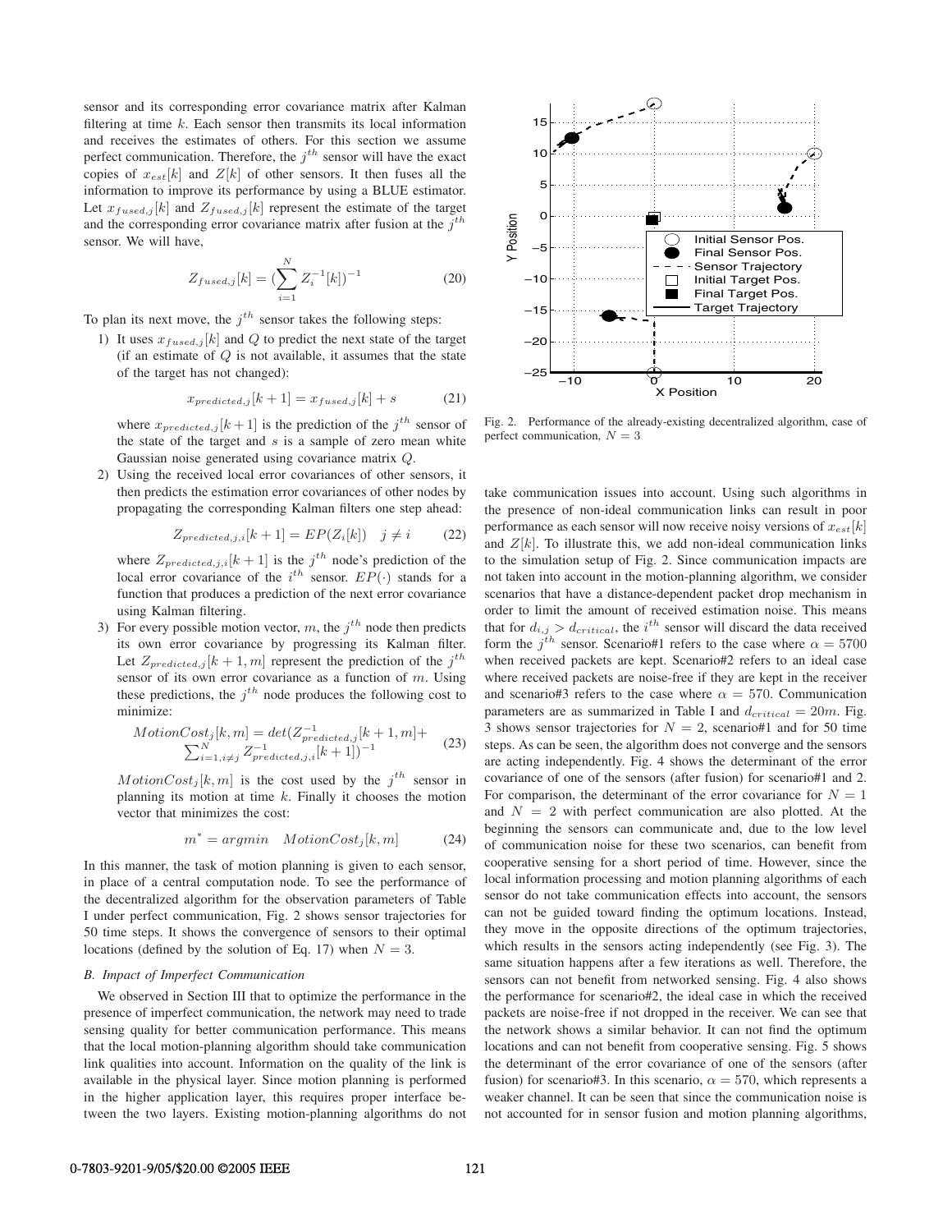sensor and its corresponding error covariance matrix after Kalman filtering at time $k$. Each sensor then transmits its local information and receives the estimates of others. For this section we assume perfect communication. Therefore, the $j^{th}$ sensor will have the exact copies of $x_{est}[k]$ and $Z[k]$ of other sensors. It then fuses all the information to improve its performance by using a BLUE estimator. Let $x_{fused,j}[k]$ and $Z_{fused,j}[k]$ represent the estimate of the target and the corresponding error covariance matrix after fusion at the $j^{th}$ sensor. We will have,

$$Z_{fused,j}[k] = (\sum_{i=1}^{N} Z_i^{-1}[k])^{-1} \tag{20}$$

To plan its next move, the $j^{th}$ sensor takes the following steps:

1) It uses $x_{fused,j}[k]$ and $Q$ to predict the next state of the target (if an estimate of $Q$ is not available, it assumes that the state of the target has not changed):

$$x_{predicted,j}[k+1] = x_{fused,j}[k] + s \tag{21}$$

where $x_{predicted,j}[k+1]$ is the prediction of the $j^{th}$ sensor of the state of the target and $s$ is a sample of zero mean white Gaussian noise generated using covariance matrix $Q$.

2) Using the received local error covariances of other sensors, it then predicts the estimation error covariances of other nodes by propagating the corresponding Kalman filters one step ahead:

$$Z_{predicted,j,i}[k+1] = EP(Z_i[k]) \quad j \neq i \tag{22}$$

where $Z_{predicted,j,i}[k+1]$ is the $j^{th}$ node's prediction of the local error covariance of the $i^{th}$ sensor. $EP(\cdot)$ stands for a function that produces a prediction of the next error covariance using Kalman filtering.

3) For every possible motion vector, $m$, the $j^{th}$ node then predicts its own error covariance by progressing its Kalman filter. Let $Z_{predicted,j}[k+1,m]$ represent the prediction of the $j^{th}$ sensor of its own error covariance as a function of $m$. Using these predictions, the $j^{th}$ node produces the following cost to minimize:

$$\begin{aligned} MotionCost_j[k,m] = det(Z^{-1}_{predicted,j}[k+1,m] + \\ \sum_{i=1,i\neq j}^{N} Z^{-1}_{predicted,j,i}[k+1])^{-1} \end{aligned} \tag{23}$$

$MotionCost_j[k,m]$ is the cost used by the $j^{th}$ sensor in planning its motion at time $k$. Finally it chooses the motion vector that minimizes the cost:

$$m^* = argmin \quad MotionCost_j[k,m] \tag{24}$$

In this manner, the task of motion planning is given to each sensor, in place of a central computation node. To see the performance of the decentralized algorithm for the observation parameters of Table I under perfect communication, Fig. 2 shows sensor trajectories for 50 time steps. It shows the convergence of sensors to their optimal locations (defined by the solution of Eq. 17) when $N = 3$.

### B. Impact of Imperfect Communication

We observed in Section III that to optimize the performance in the presence of imperfect communication, the network may need to trade sensing quality for better communication performance. This means that the local motion-planning algorithm should take communication link qualities into account. Information on the quality of the link is available in the physical layer. Since motion planning is performed in the higher application layer, this requires proper interface between the two layers. Existing motion-planning algorithms do not take communication issues into account. Using such algorithms in the presence of non-ideal communication links can result in poor performance as each sensor will now receive noisy versions of $x_{est}[k]$ and $Z[k]$. To illustrate this, we add non-ideal communication links to the simulation setup of Fig. 2. Since communication impacts are not taken into account in the motion-planning algorithm, we consider scenarios that have a distance-dependent packet drop mechanism in order to limit the amount of received estimation noise. This means that for $d_{i,j} > d_{critical}$, the $i^{th}$ sensor will discard the data received form the $j^{th}$ sensor. Scenario#1 refers to the case where $\alpha = 5700$ when received packets are kept. Scenario#2 refers to an ideal case where received packets are noise-free if they are kept in the receiver and scenario#3 refers to the case where $\alpha = 570$. Communication parameters are as summarized in Table I and $d_{critical} = 20m$. Fig. 3 shows sensor trajectories for $N = 2$, scenario#1 and for 50 time steps. As can be seen, the algorithm does not converge and the sensors are acting independently. Fig. 4 shows the determinant of the error covariance of one of the sensors (after fusion) for scenario#1 and 2. For comparison, the determinant of the error covariance for $N = 1$ and $N = 2$ with perfect communication are also plotted. At the beginning the sensors can communicate and, due to the low level of communication noise for these two scenarios, can benefit from cooperative sensing for a short period of time. However, since the local information processing and motion planning algorithms of each sensor do not take communication effects into account, the sensors can not be guided toward finding the optimum locations. Instead, they move in the opposite directions of the optimum trajectories, which results in the sensors acting independently (see Fig. 3). The same situation happens after a few iterations as well. Therefore, the sensors can not benefit from networked sensing. Fig. 4 also shows the performance for scenario#2, the ideal case in which the received packets are noise-free if not dropped in the receiver. We can see that the network shows a similar behavior. It can not find the optimum locations and can not benefit from cooperative sensing. Fig. 5 shows the determinant of the error covariance of one of the sensors (after fusion) for scenario#3. In this scenario, $\alpha = 570$, which represents a weaker channel. It can be seen that since the communication noise is not accounted for in sensor fusion and motion planning algorithms,

Fig. 2. Performance of the already-existing decentralized algorithm, case of perfect communication, $N = 3$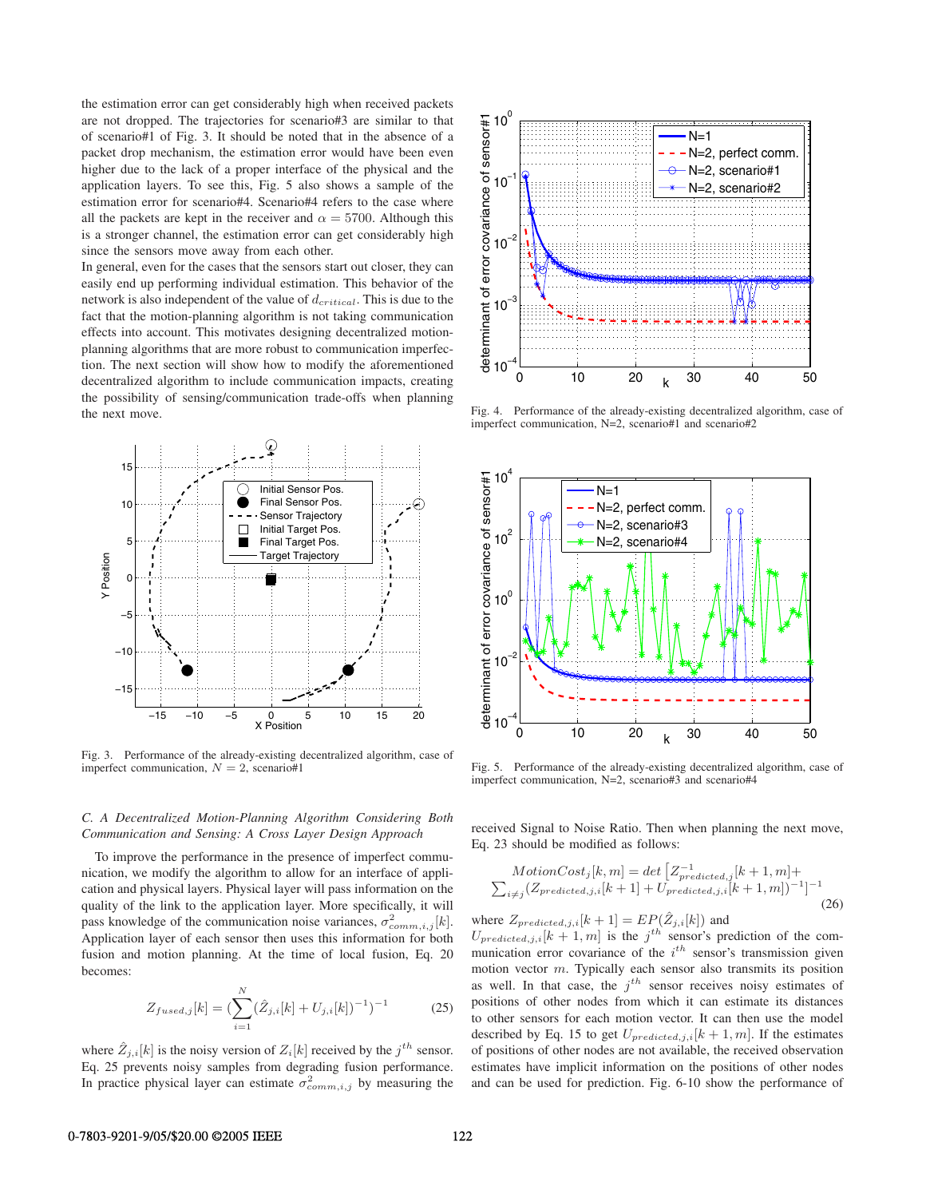the estimation error can get considerably high when received packets are not dropped. The trajectories for scenario#3 are similar to that of scenario#1 of Fig. 3. It should be noted that in the absence of a packet drop mechanism, the estimation error would have been even higher due to the lack of a proper interface of the physical and the application layers. To see this, Fig. 5 also shows a sample of the estimation error for scenario#4. Scenario#4 refers to the case where all the packets are kept in the receiver and $\alpha = 5700$. Although this is a stronger channel, the estimation error can get considerably high since the sensors move away from each other.

In general, even for the cases that the sensors start out closer, they can easily end up performing individual estimation. This behavior of the network is also independent of the value of $d_{critical}$. This is due to the fact that the motion-planning algorithm is not taking communication effects into account. This motivates designing decentralized motion-planning algorithms that are more robust to communication imperfection. The next section will show how to modify the aforementioned decentralized algorithm to include communication impacts, creating the possibility of sensing/communication trade-offs when planning the next move.

Fig. 3. Performance of the already-existing decentralized algorithm, case of imperfect communication, $N = 2$, scenario#1

Fig. 4. Performance of the already-existing decentralized algorithm, case of imperfect communication, N=2, scenario#1 and scenario#2

Fig. 5. Performance of the already-existing decentralized algorithm, case of imperfect communication, N=2, scenario#3 and scenario#4

### *C. A Decentralized Motion-Planning Algorithm Considering Both Communication and Sensing: A Cross Layer Design Approach*

To improve the performance in the presence of imperfect communication, we modify the algorithm to allow for an interface of application and physical layers. Physical layer will pass information on the quality of the link to the application layer. More specifically, it will pass knowledge of the communication noise variances, $\sigma^2_{comm,i,j}[k]$. Application layer of each sensor then uses this information for both fusion and motion planning. At the time of local fusion, Eq. 20 becomes:

$$Z_{fused,j}[k] = (\sum_{i=1}^{N}(\hat{Z}_{j,i}[k] + U_{j,i}[k])^{-1})^{-1} \tag{25}$$

where $\hat{Z}_{j,i}[k]$ is the noisy version of $Z_i[k]$ received by the $j^{th}$ sensor. Eq. 25 prevents noisy samples from degrading fusion performance. In practice physical layer can estimate $\sigma^2_{comm,i,j}$ by measuring the received Signal to Noise Ratio. Then when planning the next move, Eq. 23 should be modified as follows:

$$MotionCost_j[k,m] = det\left[Z^{-1}_{predicted,j}[k+1,m] + \sum_{i\neq j}(Z_{predicted,i}[k+1] + U_{predicted,j,i}[k+1,m])^{-1}\right]^{-1} \tag{26}$$

where $Z_{predicted,j,i}[k+1] = EP(\hat{Z}_{j,i}[k])$ and $U_{predicted,j,i}[k+1,m]$ is the $j^{th}$ sensor's prediction of the communication error covariance of the $i^{th}$ sensor's transmission given motion vector $m$. Typically each sensor also transmits its position as well. In that case, the $j^{th}$ sensor receives noisy estimates of positions of other nodes from which it can estimate its distances to other sensors for each motion vector. It can then use the model described by Eq. 15 to get $U_{predicted,j,i}[k+1,m]$. If the estimates of positions of other nodes are not available, the received observation estimates have implicit information on the positions of other nodes and can be used for prediction. Fig. 6-10 show the performance of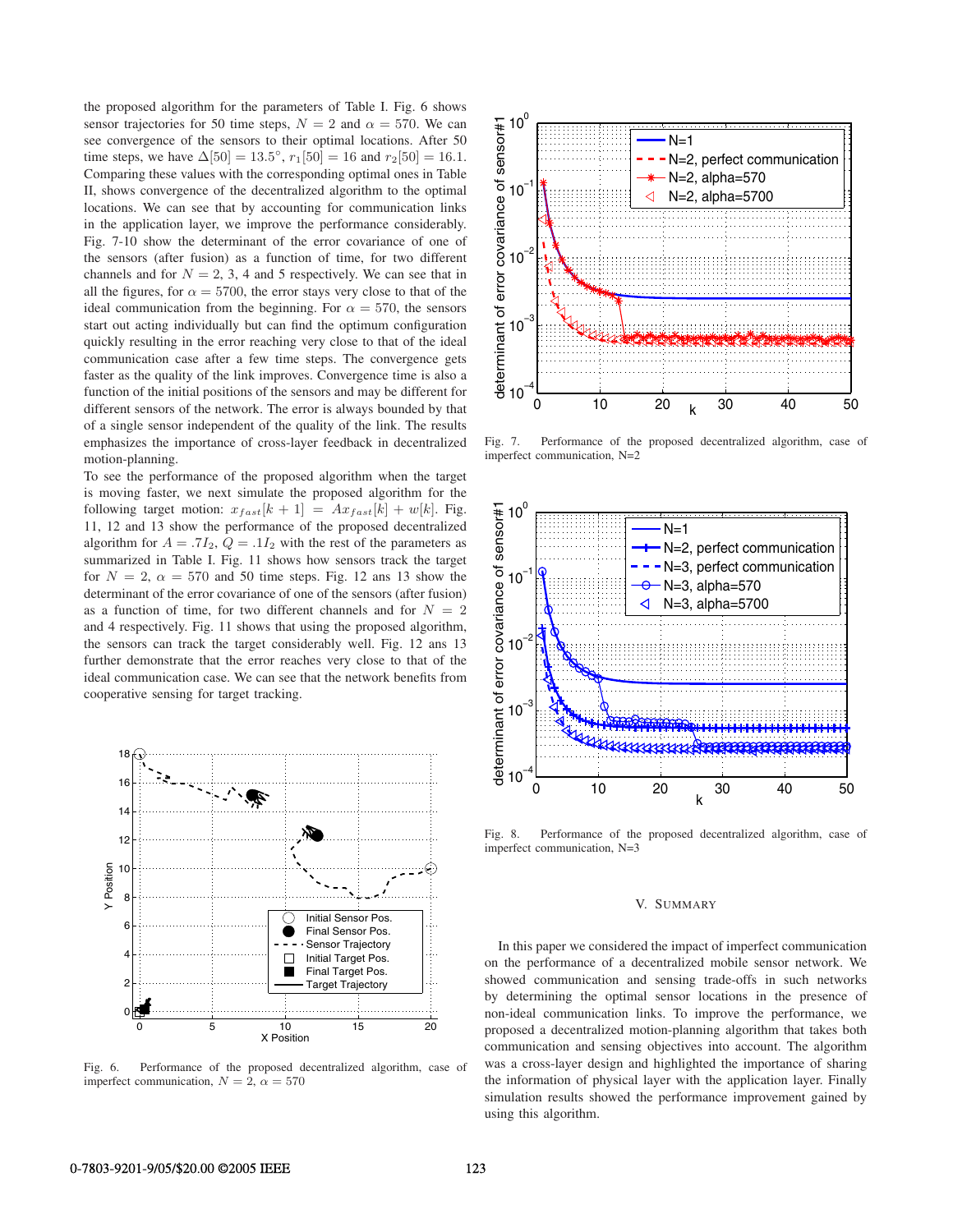the proposed algorithm for the parameters of Table I. Fig. 6 shows sensor trajectories for 50 time steps, $N = 2$ and $\alpha = 570$. We can see convergence of the sensors to their optimal locations. After 50 time steps, we have $\Delta[50] = 13.5°$, $r_1[50] = 16$ and $r_2[50] = 16.1$. Comparing these values with the corresponding optimal ones in Table II, shows convergence of the decentralized algorithm to the optimal locations. We can see that by accounting for communication links in the application layer, we improve the performance considerably. Fig. 7-10 show the determinant of the error covariance of one of the sensors (after fusion) as a function of time, for two different channels and for $N = 2$, 3, 4 and 5 respectively. We can see that in all the figures, for $\alpha = 5700$, the error stays very close to that of the ideal communication from the beginning. For $\alpha = 570$, the sensors start out acting individually but can find the optimum configuration quickly resulting in the error reaching very close to that of the ideal communication case after a few time steps. The convergence gets faster as the quality of the link improves. Convergence time is also a function of the initial positions of the sensors and may be different for different sensors of the network. The error is always bounded by that of a single sensor independent of the quality of the link. The results emphasizes the importance of cross-layer feedback in decentralized motion-planning.

To see the performance of the proposed algorithm when the target is moving faster, we next simulate the proposed algorithm for the following target motion: $x_{fast}[k+1] = Ax_{fast}[k] + w[k]$. Fig. 11, 12 and 13 show the performance of the proposed decentralized algorithm for $A = .7I_2$, $Q = .1I_2$ with the rest of the parameters as summarized in Table I. Fig. 11 shows how sensors track the target for $N = 2$, $\alpha = 570$ and 50 time steps. Fig. 12 ans 13 show the determinant of the error covariance of one of the sensors (after fusion) as a function of time, for two different channels and for $N = 2$ and 4 respectively. Fig. 11 shows that using the proposed algorithm, the sensors can track the target considerably well. Fig. 12 ans 13 further demonstrate that the error reaches very close to that of the ideal communication case. We can see that the network benefits from cooperative sensing for target tracking.

Fig. 6. Performance of the proposed decentralized algorithm, case of imperfect communication, $N = 2$, $\alpha = 570$

Fig. 7. Performance of the proposed decentralized algorithm, case of imperfect communication, N=2

Fig. 8. Performance of the proposed decentralized algorithm, case of imperfect communication, N=3

## V. Summary

In this paper we considered the impact of imperfect communication on the performance of a decentralized mobile sensor network. We showed communication and sensing trade-offs in such networks by determining the optimal sensor locations in the presence of non-ideal communication links. To improve the performance, we proposed a decentralized motion-planning algorithm that takes both communication and sensing objectives into account. The algorithm was a cross-layer design and highlighted the importance of sharing the information of physical layer with the application layer. Finally simulation results showed the performance improvement gained by using this algorithm.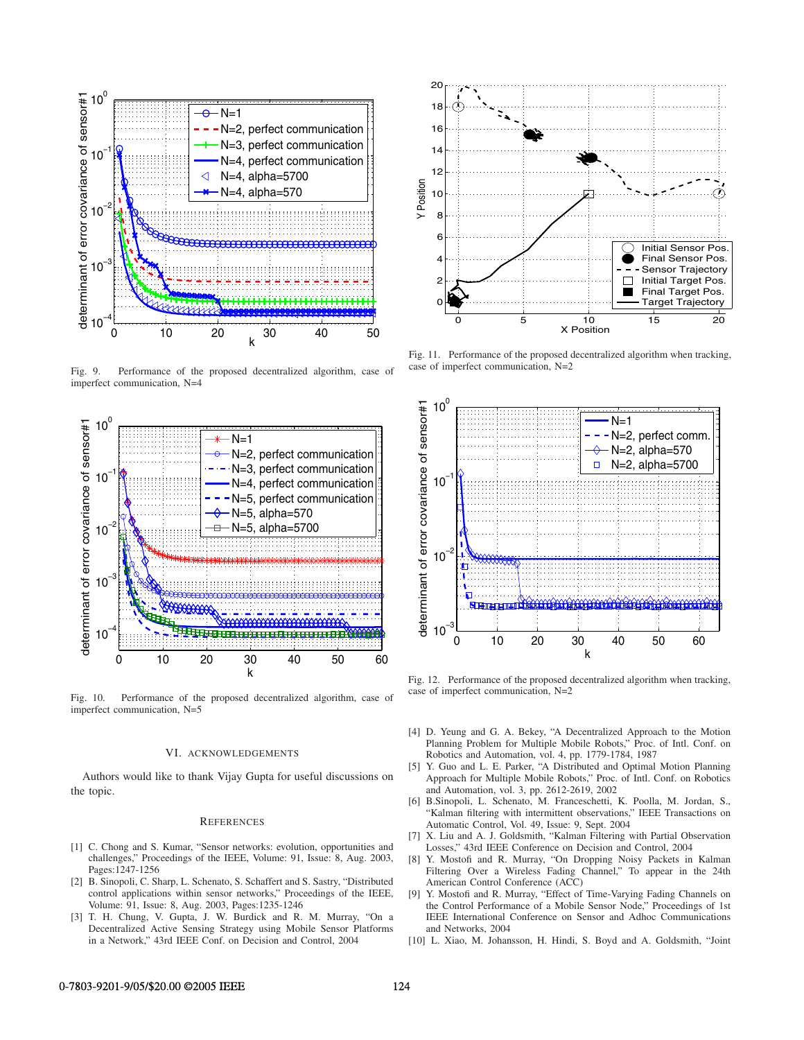Fig. 9. Performance of the proposed decentralized algorithm, case of imperfect communication, N=4

Fig. 11. Performance of the proposed decentralized algorithm when tracking, case of imperfect communication, N=2

Fig. 10. Performance of the proposed decentralized algorithm, case of imperfect communication, N=5

Fig. 12. Performance of the proposed decentralized algorithm when tracking, case of imperfect communication, N=2

## VI. ACKNOWLEDGEMENTS

Authors would like to thank Vijay Gupta for useful discussions on the topic.

## REFERENCES

[1] C. Chong and S. Kumar, "Sensor networks: evolution, opportunities and challenges," Proceedings of the IEEE, Volume: 91, Issue: 8, Aug. 2003, Pages:1247-1256

[2] B. Sinopoli, C. Sharp, L. Schenato, S. Schaffert and S. Sastry, "Distributed control applications within sensor networks," Proceedings of the IEEE, Volume: 91, Issue: 8, Aug. 2003, Pages:1235-1246

[3] T. H. Chung, V. Gupta, J. W. Burdick and R. M. Murray, "On a Decentralized Active Sensing Strategy using Mobile Sensor Platforms in a Network," 43rd IEEE Conf. on Decision and Control, 2004

[4] D. Yeung and G. A. Bekey, "A Decentralized Approach to the Motion Planning Problem for Multiple Mobile Robots," Proc. of Intl. Conf. on Robotics and Automation, vol. 4, pp. 1779-1784, 1987

[5] Y. Guo and L. E. Parker, "A Distributed and Optimal Motion Planning Approach for Multiple Mobile Robots," Proc. of Intl. Conf. on Robotics and Automation, vol. 3, pp. 2612-2619, 2002

[6] B.Sinopoli, L. Schenato, M. Franceschetti, K. Poolla, M. Jordan, S., "Kalman filtering with intermittent observations," IEEE Transactions on Automatic Control, Vol. 49, Issue: 9, Sept. 2004

[7] X. Liu and A. J. Goldsmith, "Kalman Filtering with Partial Observation Losses," 43rd IEEE Conference on Decision and Control, 2004

[8] Y. Mostofi and R. Murray, "On Dropping Noisy Packets in Kalman Filtering Over a Wireless Fading Channel," To appear in the 24th American Control Conference (ACC)

[9] Y. Mostofi and R. Murray, "Effect of Time-Varying Fading Channels on the Control Performance of a Mobile Sensor Node," Proceedings of 1st IEEE International Conference on Sensor and Adhoc Communications and Networks, 2004

[10] L. Xiao, M. Johansson, H. Hindi, S. Boyd and A. Goldsmith, "Joint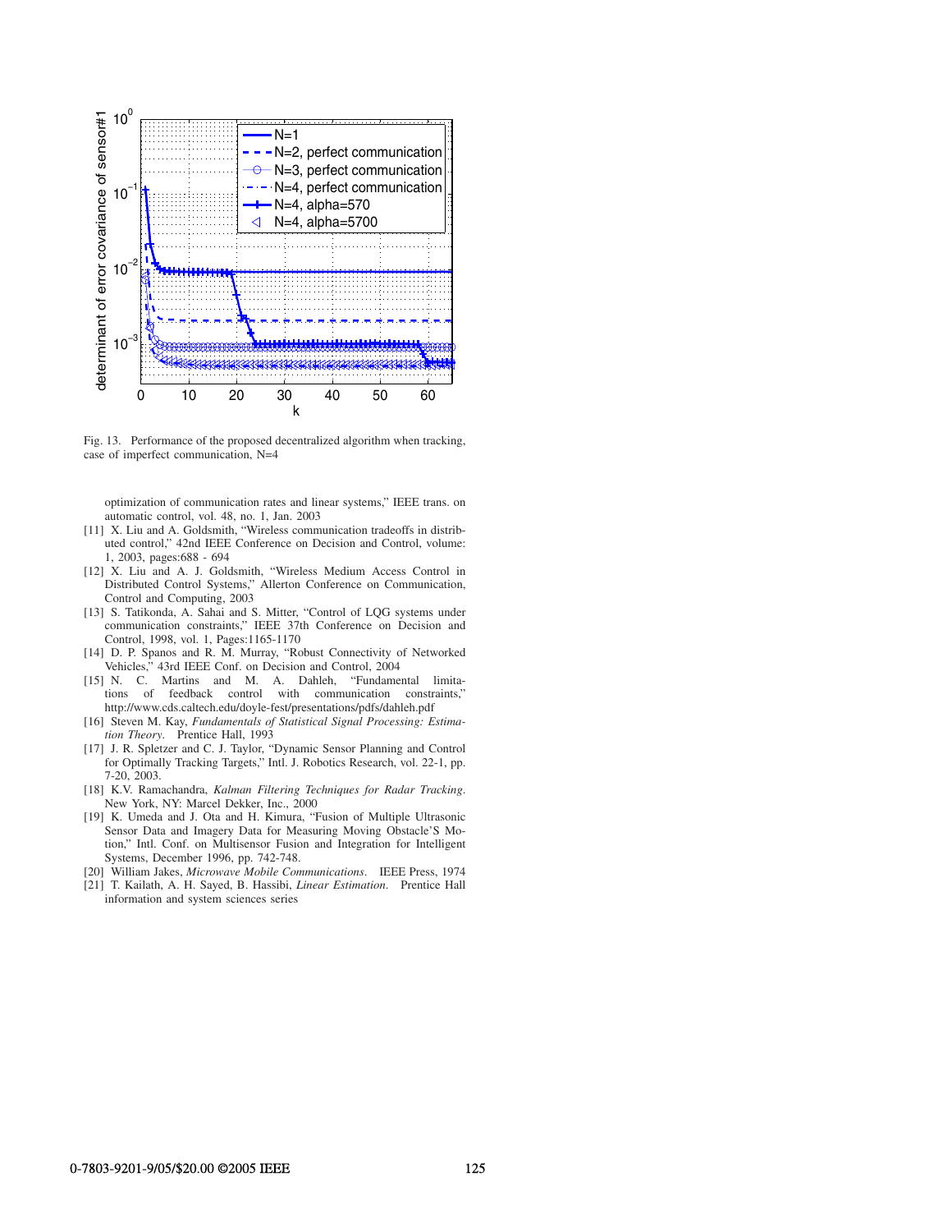determinant of error covariance of sensor#1

$10^0$
$10^{-1}$
$10^{-2}$
$10^{-3}$

0 10 20 30 40 50 60

k

N=1
N=2, perfect communication
N=3, perfect communication
N=4, perfect communication
N=4, alpha=570
N=4, alpha=5700

Fig. 13. Performance of the proposed decentralized algorithm when tracking, case of imperfect communication, N=4

optimization of communication rates and linear systems," IEEE trans. on automatic control, vol. 48, no. 1, Jan. 2003

[11] X. Liu and A. Goldsmith, "Wireless communication tradeoffs in distributed control," 42nd IEEE Conference on Decision and Control, volume: 1, 2003, pages:688 - 694

[12] X. Liu and A. J. Goldsmith, "Wireless Medium Access Control in Distributed Control Systems," Allerton Conference on Communication, Control and Computing, 2003

[13] S. Tatikonda, A. Sahai and S. Mitter, "Control of LQG systems under communication constraints," IEEE 37th Conference on Decision and Control, 1998, vol. 1, Pages:1165-1170

[14] D. P. Spanos and R. M. Murray, "Robust Connectivity of Networked Vehicles," 43rd IEEE Conf. on Decision and Control, 2004

[15] N. C. Martins and M. A. Dahleh, "Fundamental limitations of feedback control with communication constraints," http://www.cds.caltech.edu/doyle-fest/presentations/pdfs/dahleh.pdf

[16] Steven M. Kay, *Fundamentals of Statistical Signal Processing: Estimation Theory*. Prentice Hall, 1993

[17] J. R. Spletzer and C. J. Taylor, "Dynamic Sensor Planning and Control for Optimally Tracking Targets," Intl. J. Robotics Research, vol. 22-1, pp. 7-20, 2003.

[18] K.V. Ramachandra, *Kalman Filtering Techniques for Radar Tracking*. New York, NY: Marcel Dekker, Inc., 2000

[19] K. Umeda and J. Ota and H. Kimura, "Fusion of Multiple Ultrasonic Sensor Data and Imagery Data for Measuring Moving Obstacle'S Motion," Intl. Conf. on Multisensor Fusion and Integration for Intelligent Systems, December 1996, pp. 742-748.

[20] William Jakes, *Microwave Mobile Communications*. IEEE Press, 1974

[21] T. Kailath, A. H. Sayed, B. Hassibi, *Linear Estimation*. Prentice Hall information and system sciences series